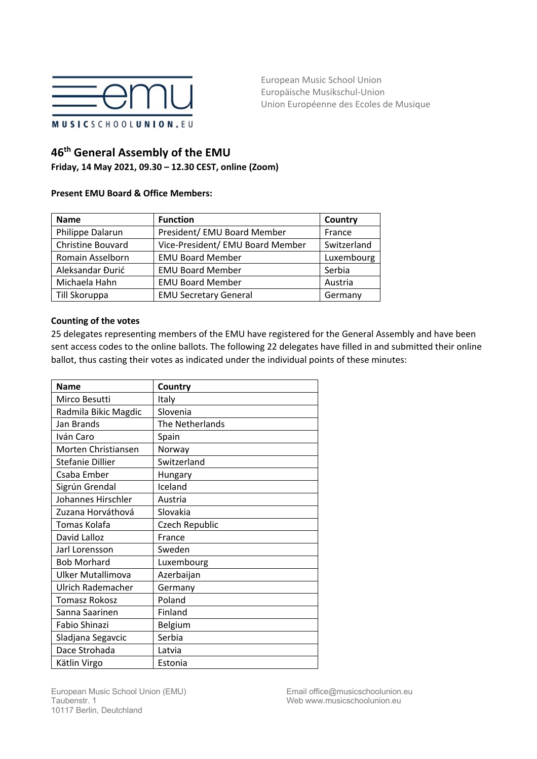European Music School Union
Europäische Musikschul-Union
Union Européenne des Ecoles de Musique

# 46th General Assembly of the EMU

**Friday, 14 May 2021, 09.30 – 12.30 CEST, online (Zoom)**

**Present EMU Board & Office Members:**

| Name | Function | Country |
|---|---|---|
| Philippe Dalarun | President/ EMU Board Member | France |
| Christine Bouvard | Vice-President/ EMU Board Member | Switzerland |
| Romain Asselborn | EMU Board Member | Luxembourg |
| Aleksandar Đurić | EMU Board Member | Serbia |
| Michaela Hahn | EMU Board Member | Austria |
| Till Skoruppa | EMU Secretary General | Germany |

**Counting of the votes**

25 delegates representing members of the EMU have registered for the General Assembly and have been sent access codes to the online ballots. The following 22 delegates have filled in and submitted their online ballot, thus casting their votes as indicated under the individual points of these minutes:

| Name | Country |
|---|---|
| Mirco Besutti | Italy |
| Radmila Bikic Magdic | Slovenia |
| Jan Brands | The Netherlands |
| Iván Caro | Spain |
| Morten Christiansen | Norway |
| Stefanie Dillier | Switzerland |
| Csaba Ember | Hungary |
| Sigrún Grendal | Iceland |
| Johannes Hirschler | Austria |
| Zuzana Horváthová | Slovakia |
| Tomas Kolafa | Czech Republic |
| David Lalloz | France |
| Jarl Lorensson | Sweden |
| Bob Morhard | Luxembourg |
| Ulker Mutallimova | Azerbaijan |
| Ulrich Rademacher | Germany |
| Tomasz Rokosz | Poland |
| Sanna Saarinen | Finland |
| Fabio Shinazi | Belgium |
| Sladjana Segavcic | Serbia |
| Dace Strohada | Latvia |
| Kätlin Virgo | Estonia |

European Music School Union (EMU)
Taubenstr. 1
10117 Berlin, Deutchland

Email office@musicschoolunion.eu
Web www.musicschoolunion.eu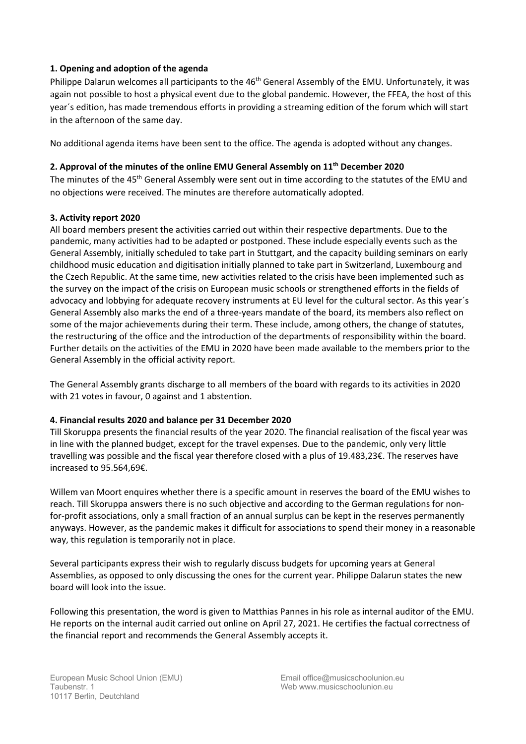**1. Opening and adoption of the agenda**

Philippe Dalarun welcomes all participants to the 46th General Assembly of the EMU. Unfortunately, it was again not possible to host a physical event due to the global pandemic. However, the FFEA, the host of this year´s edition, has made tremendous efforts in providing a streaming edition of the forum which will start in the afternoon of the same day.

No additional agenda items have been sent to the office. The agenda is adopted without any changes.

**2. Approval of the minutes of the online EMU General Assembly on 11th December 2020**

The minutes of the 45th General Assembly were sent out in time according to the statutes of the EMU and no objections were received. The minutes are therefore automatically adopted.

**3. Activity report 2020**

All board members present the activities carried out within their respective departments. Due to the pandemic, many activities had to be adapted or postponed. These include especially events such as the General Assembly, initially scheduled to take part in Stuttgart, and the capacity building seminars on early childhood music education and digitisation initially planned to take part in Switzerland, Luxembourg and the Czech Republic. At the same time, new activities related to the crisis have been implemented such as the survey on the impact of the crisis on European music schools or strengthened efforts in the fields of advocacy and lobbying for adequate recovery instruments at EU level for the cultural sector. As this year´s General Assembly also marks the end of a three-years mandate of the board, its members also reflect on some of the major achievements during their term. These include, among others, the change of statutes, the restructuring of the office and the introduction of the departments of responsibility within the board. Further details on the activities of the EMU in 2020 have been made available to the members prior to the General Assembly in the official activity report.

The General Assembly grants discharge to all members of the board with regards to its activities in 2020 with 21 votes in favour, 0 against and 1 abstention.

**4. Financial results 2020 and balance per 31 December 2020**

Till Skoruppa presents the financial results of the year 2020. The financial realisation of the fiscal year was in line with the planned budget, except for the travel expenses. Due to the pandemic, only very little travelling was possible and the fiscal year therefore closed with a plus of 19.483,23€. The reserves have increased to 95.564,69€.

Willem van Moort enquires whether there is a specific amount in reserves the board of the EMU wishes to reach. Till Skoruppa answers there is no such objective and according to the German regulations for non-for-profit associations, only a small fraction of an annual surplus can be kept in the reserves permanently anyways. However, as the pandemic makes it difficult for associations to spend their money in a reasonable way, this regulation is temporarily not in place.

Several participants express their wish to regularly discuss budgets for upcoming years at General Assemblies, as opposed to only discussing the ones for the current year. Philippe Dalarun states the new board will look into the issue.

Following this presentation, the word is given to Matthias Pannes in his role as internal auditor of the EMU. He reports on the internal audit carried out online on April 27, 2021. He certifies the factual correctness of the financial report and recommends the General Assembly accepts it.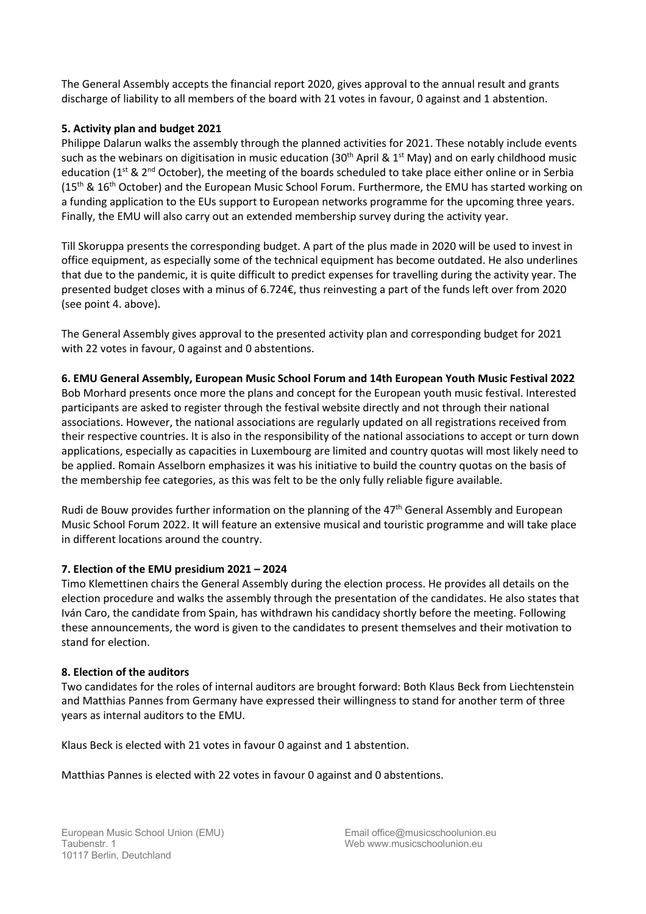The General Assembly accepts the financial report 2020, gives approval to the annual result and grants discharge of liability to all members of the board with 21 votes in favour, 0 against and 1 abstention.

### 5. Activity plan and budget 2021

Philippe Dalarun walks the assembly through the planned activities for 2021. These notably include events such as the webinars on digitisation in music education (30th April & 1st May) and on early childhood music education (1st & 2nd October), the meeting of the boards scheduled to take place either online or in Serbia (15th & 16th October) and the European Music School Forum. Furthermore, the EMU has started working on a funding application to the EUs support to European networks programme for the upcoming three years. Finally, the EMU will also carry out an extended membership survey during the activity year.

Till Skoruppa presents the corresponding budget. A part of the plus made in 2020 will be used to invest in office equipment, as especially some of the technical equipment has become outdated. He also underlines that due to the pandemic, it is quite difficult to predict expenses for travelling during the activity year. The presented budget closes with a minus of 6.724€, thus reinvesting a part of the funds left over from 2020 (see point 4. above).

The General Assembly gives approval to the presented activity plan and corresponding budget for 2021 with 22 votes in favour, 0 against and 0 abstentions.

### 6. EMU General Assembly, European Music School Forum and 14th European Youth Music Festival 2022

Bob Morhard presents once more the plans and concept for the European youth music festival. Interested participants are asked to register through the festival website directly and not through their national associations. However, the national associations are regularly updated on all registrations received from their respective countries. It is also in the responsibility of the national associations to accept or turn down applications, especially as capacities in Luxembourg are limited and country quotas will most likely need to be applied. Romain Asselborn emphasizes it was his initiative to build the country quotas on the basis of the membership fee categories, as this was felt to be the only fully reliable figure available.

Rudi de Bouw provides further information on the planning of the 47th General Assembly and European Music School Forum 2022. It will feature an extensive musical and touristic programme and will take place in different locations around the country.

### 7. Election of the EMU presidium 2021 – 2024

Timo Klemettinen chairs the General Assembly during the election process. He provides all details on the election procedure and walks the assembly through the presentation of the candidates. He also states that Iván Caro, the candidate from Spain, has withdrawn his candidacy shortly before the meeting. Following these announcements, the word is given to the candidates to present themselves and their motivation to stand for election.

### 8. Election of the auditors

Two candidates for the roles of internal auditors are brought forward: Both Klaus Beck from Liechtenstein and Matthias Pannes from Germany have expressed their willingness to stand for another term of three years as internal auditors to the EMU.

Klaus Beck is elected with 21 votes in favour 0 against and 1 abstention.

Matthias Pannes is elected with 22 votes in favour 0 against and 0 abstentions.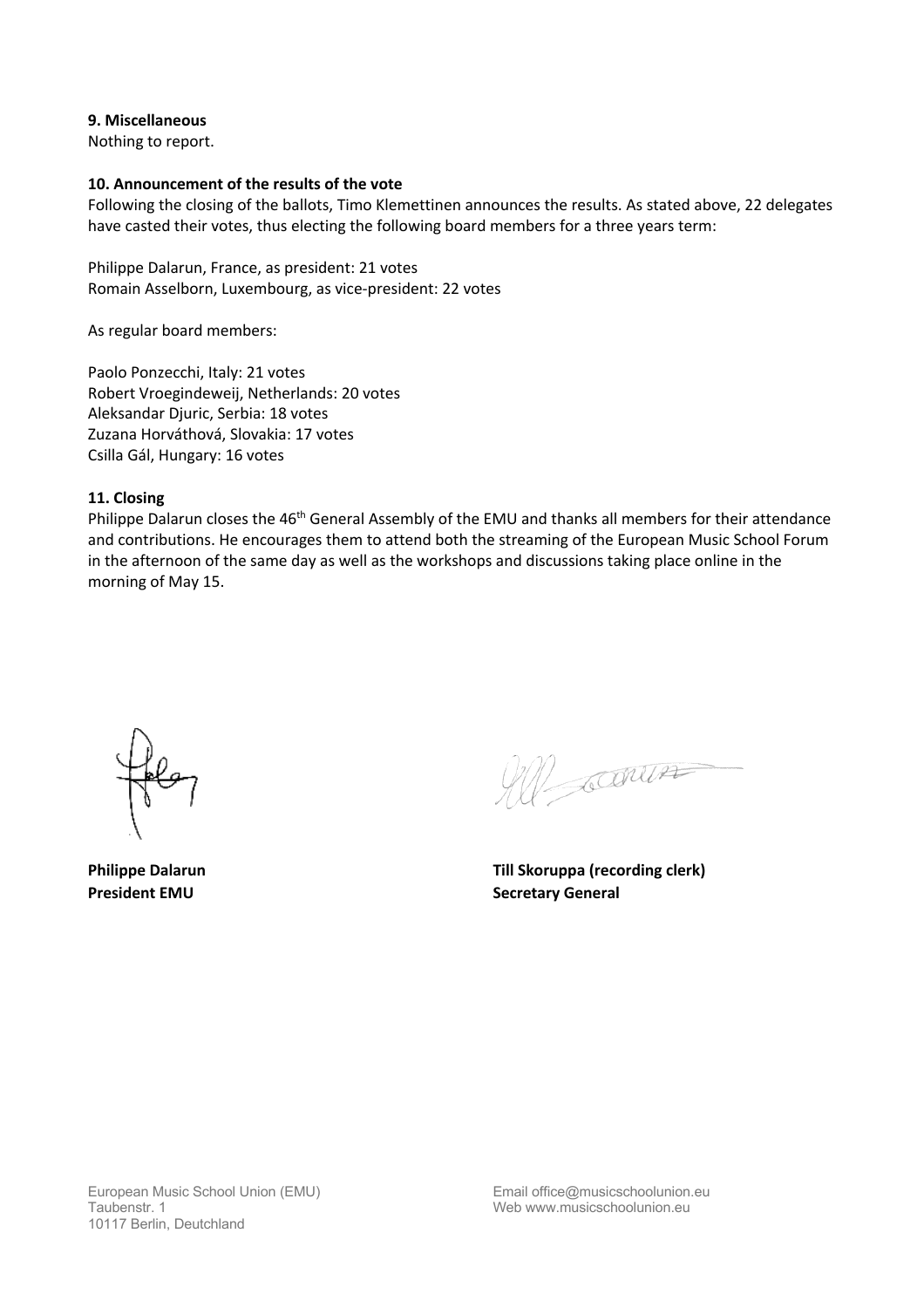**9. Miscellaneous**

Nothing to report.

**10. Announcement of the results of the vote**

Following the closing of the ballots, Timo Klemettinen announces the results. As stated above, 22 delegates have casted their votes, thus electing the following board members for a three years term:

Philippe Dalarun, France, as president: 21 votes
Romain Asselborn, Luxembourg, as vice-president: 22 votes

As regular board members:

Paolo Ponzecchi, Italy: 21 votes
Robert Vroegindeweij, Netherlands: 20 votes
Aleksandar Djuric, Serbia: 18 votes
Zuzana Horváthová, Slovakia: 17 votes
Csilla Gál, Hungary: 16 votes

**11. Closing**

Philippe Dalarun closes the 46th General Assembly of the EMU and thanks all members for their attendance and contributions. He encourages them to attend both the streaming of the European Music School Forum in the afternoon of the same day as well as the workshops and discussions taking place online in the morning of May 15.

**Philippe Dalarun**
**President EMU**

**Till Skoruppa (recording clerk)**
**Secretary General**

European Music School Union (EMU)
Taubenstr. 1
10117 Berlin, Deutchland

Email office@musicschoolunion.eu
Web www.musicschoolunion.eu